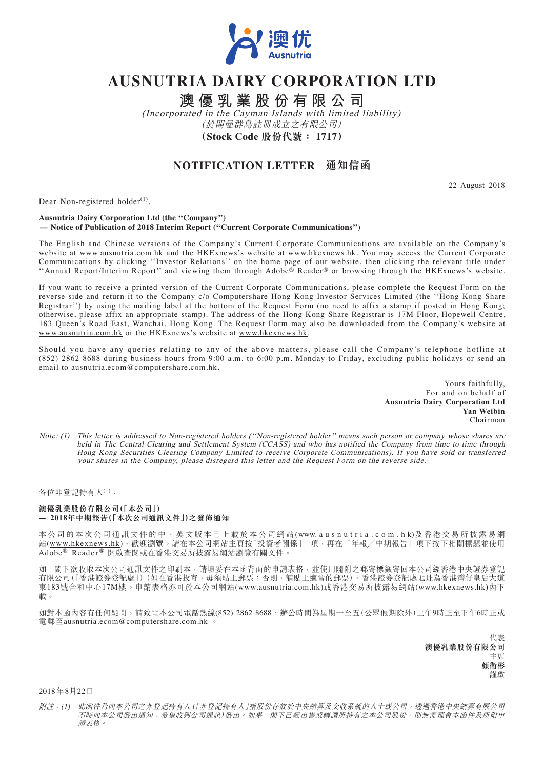# AUSNUTRIA DAIRY CORPORATION LTD

# 澳優乳業股份有限公司

*(Incorporated in the Cayman Islands with limited liability)*

*(於開曼群島註冊成立之有限公司)*

**(Stock Code 股份代號： 1717)**

## NOTIFICATION LETTER 通知信函

22 August 2018

Dear Non-registered holder[(1)],

**Ausnutria Dairy Corporation Ltd (the "Company")**
**— Notice of Publication of 2018 Interim Report ("Current Corporate Communications")**

The English and Chinese versions of the Company's Current Corporate Communications are available on the Company's website at www.ausnutria.com.hk and the HKExnews's website at www.hkexnews.hk. You may access the Current Corporate Communications by clicking ''Investor Relations'' on the home page of our website, then clicking the relevant title under ''Annual Report/Interim Report'' and viewing them through Adobe® Reader® or browsing through the HKExnews's website.

If you want to receive a printed version of the Current Corporate Communications, please complete the Request Form on the reverse side and return it to the Company c/o Computershare Hong Kong Investor Services Limited (the ''Hong Kong Share Registrar'') by using the mailing label at the bottom of the Request Form (no need to affix a stamp if posted in Hong Kong; otherwise, please affix an appropriate stamp). The address of the Hong Kong Share Registrar is 17M Floor, Hopewell Centre, 183 Queen's Road East, Wanchai, Hong Kong. The Request Form may also be downloaded from the Company's website at www.ausnutria.com.hk or the HKExnews's website at www.hkexnews.hk.

Should you have any queries relating to any of the above matters, please call the Company's telephone hotline at (852) 2862 8688 during business hours from 9:00 a.m. to 6:00 p.m. Monday to Friday, excluding public holidays or send an email to ausnutria.ecom@computershare.com.hk.

Yours faithfully,
For and on behalf of
**Ausnutria Dairy Corporation Ltd**
**Yan Weibin**
Chairman

*Note: (1) This letter is addressed to Non-registered holders (''Non-registered holder'' means such person or company whose shares are held in The Central Clearing and Settlement System (CCASS) and who has notified the Company from time to time through Hong Kong Securities Clearing Company Limited to receive Corporate Communications). If you have sold or transferred your shares in the Company, please disregard this letter and the Request Form on the reverse side.*

---

各位非登記持有人[(1)]：

**澳優乳業股份有限公司(「本公司」)**
**— 2018年中期報告(「本次公司通訊文件」)之發佈通知**

本公司的本次公司通訊文件的中、英文版本已上載於本公司網站(www.ausnutria.com.hk)及香港交易所披露易網站(www.hkexnews.hk)，歡迎瀏覽。請在本公司網站主頁按「投資者關係」一項，再在「年報╱中期報告」項下按下相關標題並使用Adobe® Reader® 開啟查閱或在香港交易所披露易網站瀏覽有關文件。

如 閣下欲收取本次公司通訊文件之印刷本，請填妥在本函背面的申請表格，並使用隨附之郵寄標籤寄回本公司經香港中央證券登記有限公司(「香港證券登記處」)(如在香港投寄，毋須貼上郵票；否則，請貼上適當的郵票)。香港證券登記處地址為香港灣仔皇后大道東183號合和中心17M樓。申請表格亦可於本公司網站(www.ausnutria.com.hk)或香港交易所披露易網站(www.hkexnews.hk)內下載。

如對本函內容有任何疑問，請致電本公司電話熱線(852) 2862 8688，辦公時間為星期一至五(公眾假期除外)上午9時正至下午6時正或電郵至ausnutria.ecom@computershare.com.hk 。

代表
**澳優乳業股份有限公司**
主席
**顏衛彬**
謹啟

2018年8月22日

*附註：(1) 此函件乃向本公司之非登記持有人(「非登記持有人」指股份存放於中央結算及交收系統的人士或公司，透過香港中央結算有限公司不時向本公司發出通知，希望收到公司通訊)發出。如果 閣下已經出售或轉讓所持有之本公司股份，則無需理會本函件及所附申請表格。*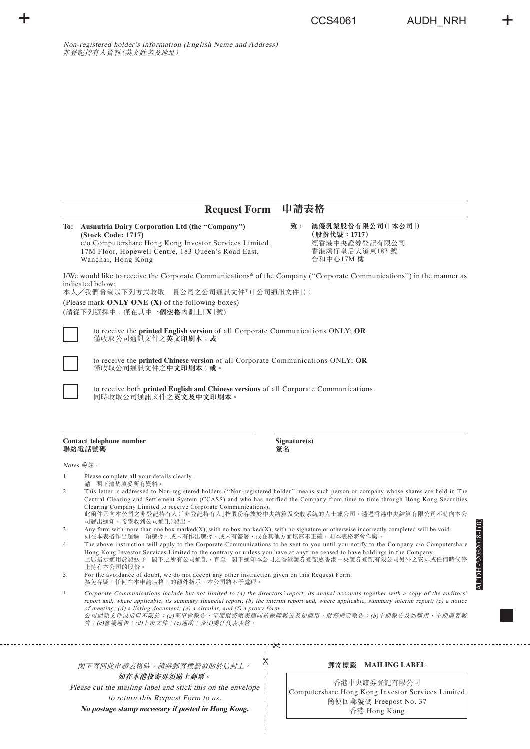*Non-registered holder's information (English Name and Address)*
*非登記持有人資料(英文姓名及地址)*

# Request Form 申請表格

**To: Ausnutria Dairy Corporation Ltd (the "Company")**
**(Stock Code: 1717)**
c/o Computershare Hong Kong Investor Services Limited
17M Floor, Hopewell Centre, 183 Queen's Road East,
Wanchai, Hong Kong

**致： 澳優乳業股份有限公司(「本公司」)**
**(股份代號：1717)**
經香港中央證券登記有限公司
香港灣仔皇后大道東183 號
合和中心17M 樓

I/We would like to receive the Corporate Communications* of the Company ("Corporate Communications") in the manner as indicated below:
本人／我們希望以下列方式收取 貴公司之公司通訊文件*(「公司通訊文件」)：

(Please mark **ONLY ONE (X)** of the following boxes)
(請從下列選擇中，僅在其中**一個空格**內劃上「**X**」號)

☐ to receive the **printed English version** of all Corporate Communications ONLY; **OR**
僅收取公司通訊文件之**英文印刷本**；**或**

☐ to receive the **printed Chinese version** of all Corporate Communications ONLY; **OR**
僅收取公司通訊文件之**中文印刷本**；**或**。

☐ to receive both **printed English and Chinese versions** of all Corporate Communications.
同時收取公司通訊文件之**英文及中文印刷本**。

**Contact telephone number**
**聯絡電話號碼**

**Signature(s)**
**簽名**

*Notes 附註：*

1. Please complete all your details clearly.
請 閣下清楚填妥所有資料。
2. This letter is addressed to Non-registered holders ("Non-registered holder" means such person or company whose shares are held in The Central Clearing and Settlement System (CCASS) and who has notified the Company from time to time through Hong Kong Securities Clearing Company Limited to receive Corporate Communications).
此函件乃向本公司之非登記持有人(「非登記持有人」指股份存放於中央結算及交收系統的人士或公司，透過香港中央結算有限公司不時向本公司發出通知，希望收到公司通訊)發出。
3. Any form with more than one box marked(X), with no box marked(X), with no signature or otherwise incorrectly completed will be void.
如在本表格作出超過一項選擇、或未有作出選擇、或未有簽署、或在其他方面填寫不正確，則本表格將會作廢。
4. The above instruction will apply to the Corporate Communications to be sent to you until you notify to the Company c/o Computershare Hong Kong Investor Services Limited to the contrary or unless you have at anytime ceased to have holdings in the Company.
上述指示適用於發送予 閣下之所有公司通訊，直至 閣下通知本公司之香港證券登記處香港中央證券登記有限公司另外之安排或任何時候停止持有本公司的股份。
5. For the avoidance of doubt, we do not accept any other instruction given on this Request Form.
為免存疑，任何在本申請表格上的額外指示，本公司將不予處理。

\* *Corporate Communications include but not limited to (a) the directors' report, its annual accounts together with a copy of the auditors' report and, where applicable, its summary financial report; (b) the interim report and, where applicable, summary interim report; (c) a notice of meeting; (d) a listing document; (e) a circular; and (f) a proxy form.*
*公司通訊文件包括但不限於：(a)董事會報告、年度財務報表連同核數師報告及如適用，財務摘要報告；(b)中期報告及如適用，中期摘要報告；(c)會議通告；(d)上市文件；(e)通函；及(f)委任代表表格。*

AUDH-22082018-1(0)

*閣下寄回此申請表格時，請將郵寄標籤剪貼於信封上。*
***如在本港投寄毋須貼上郵票。***
*Please cut the mailing label and stick this on the envelope to return this Request Form to us.*
***No postage stamp necessary if posted in Hong Kong.***

**郵寄標籤 MAILING LABEL**

香港中央證券登記有限公司
Computershare Hong Kong Investor Services Limited
簡便回郵號碼 Freepost No. 37
香港 Hong Kong